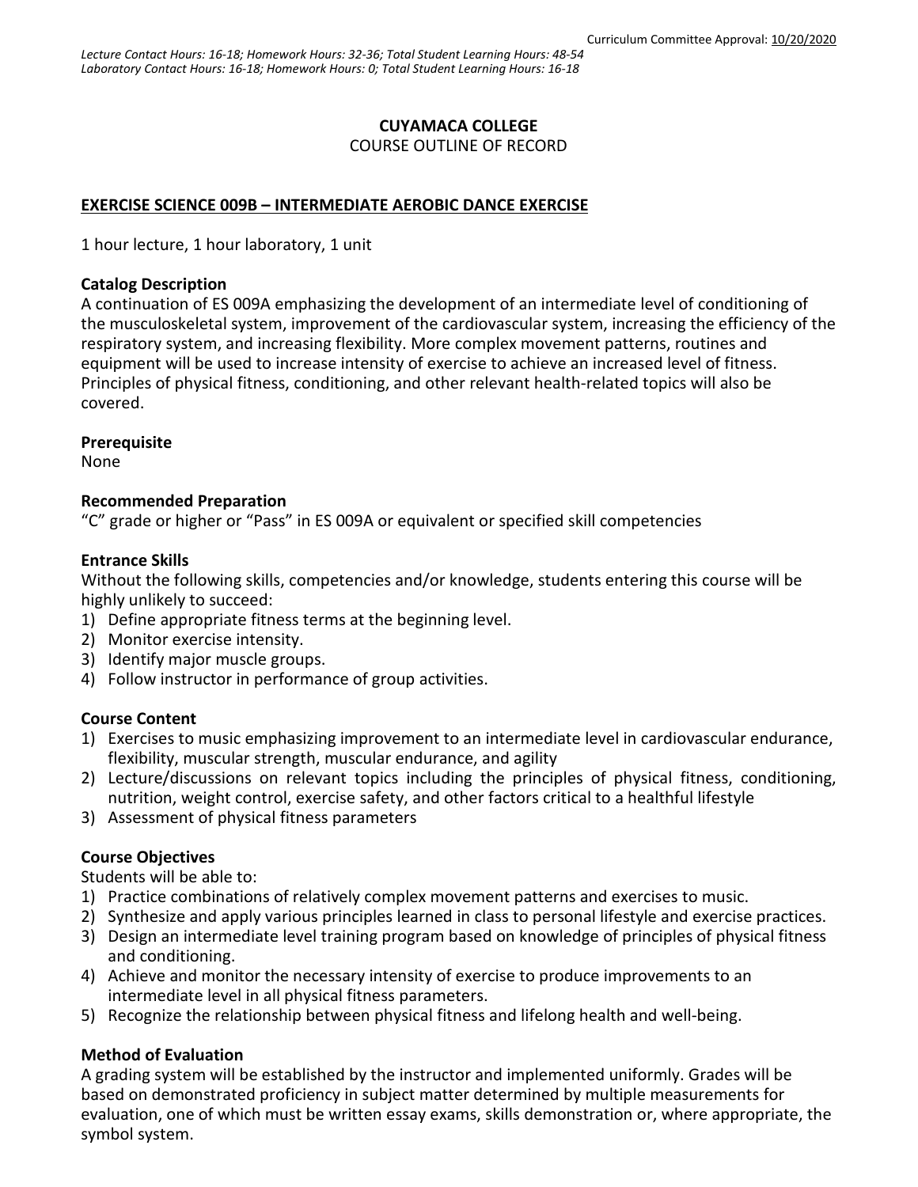Curriculum Committee Approval: 10/20/2020

*Lecture Contact Hours: 16-18; Homework Hours: 32-36; Total Student Learning Hours: 48-54*
*Laboratory Contact Hours: 16-18; Homework Hours: 0; Total Student Learning Hours: 16-18*

**CUYAMACA COLLEGE**
COURSE OUTLINE OF RECORD

**EXERCISE SCIENCE 009B – INTERMEDIATE AEROBIC DANCE EXERCISE**

1 hour lecture, 1 hour laboratory, 1 unit

### Catalog Description

A continuation of ES 009A emphasizing the development of an intermediate level of conditioning of the musculoskeletal system, improvement of the cardiovascular system, increasing the efficiency of the respiratory system, and increasing flexibility. More complex movement patterns, routines and equipment will be used to increase intensity of exercise to achieve an increased level of fitness. Principles of physical fitness, conditioning, and other relevant health-related topics will also be covered.

### Prerequisite

None

### Recommended Preparation

"C" grade or higher or "Pass" in ES 009A or equivalent or specified skill competencies

### Entrance Skills

Without the following skills, competencies and/or knowledge, students entering this course will be highly unlikely to succeed:

1) Define appropriate fitness terms at the beginning level.
2) Monitor exercise intensity.
3) Identify major muscle groups.
4) Follow instructor in performance of group activities.

### Course Content

1) Exercises to music emphasizing improvement to an intermediate level in cardiovascular endurance, flexibility, muscular strength, muscular endurance, and agility
2) Lecture/discussions on relevant topics including the principles of physical fitness, conditioning, nutrition, weight control, exercise safety, and other factors critical to a healthful lifestyle
3) Assessment of physical fitness parameters

### Course Objectives

Students will be able to:

1) Practice combinations of relatively complex movement patterns and exercises to music.
2) Synthesize and apply various principles learned in class to personal lifestyle and exercise practices.
3) Design an intermediate level training program based on knowledge of principles of physical fitness and conditioning.
4) Achieve and monitor the necessary intensity of exercise to produce improvements to an intermediate level in all physical fitness parameters.
5) Recognize the relationship between physical fitness and lifelong health and well-being.

### Method of Evaluation

A grading system will be established by the instructor and implemented uniformly. Grades will be based on demonstrated proficiency in subject matter determined by multiple measurements for evaluation, one of which must be written essay exams, skills demonstration or, where appropriate, the symbol system.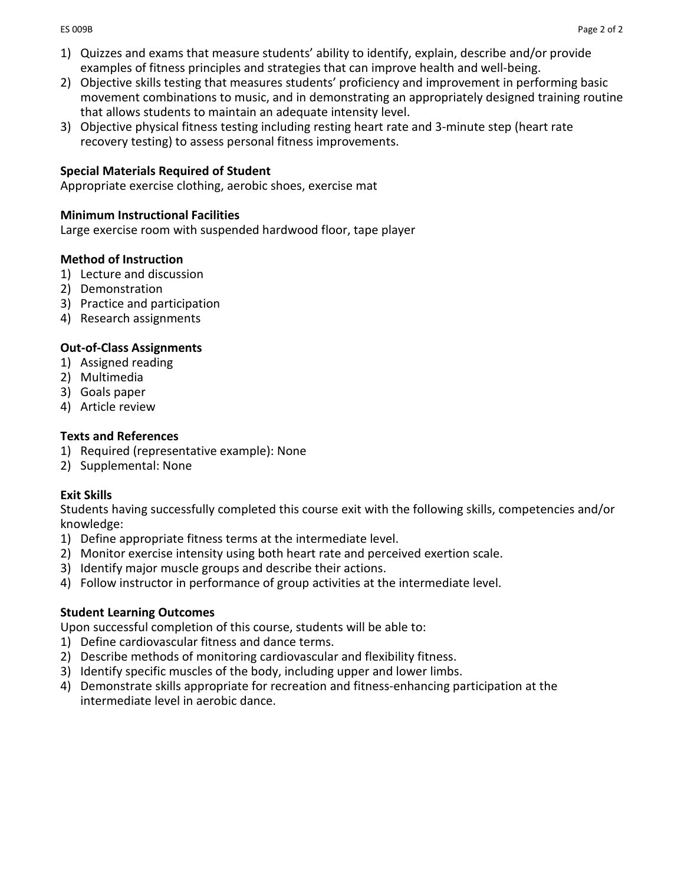1) Quizzes and exams that measure students' ability to identify, explain, describe and/or provide examples of fitness principles and strategies that can improve health and well-being.
2) Objective skills testing that measures students' proficiency and improvement in performing basic movement combinations to music, and in demonstrating an appropriately designed training routine that allows students to maintain an adequate intensity level.
3) Objective physical fitness testing including resting heart rate and 3-minute step (heart rate recovery testing) to assess personal fitness improvements.

**Special Materials Required of Student**

Appropriate exercise clothing, aerobic shoes, exercise mat

**Minimum Instructional Facilities**

Large exercise room with suspended hardwood floor, tape player

**Method of Instruction**

1) Lecture and discussion
2) Demonstration
3) Practice and participation
4) Research assignments

**Out-of-Class Assignments**

1) Assigned reading
2) Multimedia
3) Goals paper
4) Article review

**Texts and References**

1) Required (representative example): None
2) Supplemental: None

**Exit Skills**

Students having successfully completed this course exit with the following skills, competencies and/or knowledge:

1) Define appropriate fitness terms at the intermediate level.
2) Monitor exercise intensity using both heart rate and perceived exertion scale.
3) Identify major muscle groups and describe their actions.
4) Follow instructor in performance of group activities at the intermediate level.

**Student Learning Outcomes**

Upon successful completion of this course, students will be able to:

1) Define cardiovascular fitness and dance terms.
2) Describe methods of monitoring cardiovascular and flexibility fitness.
3) Identify specific muscles of the body, including upper and lower limbs.
4) Demonstrate skills appropriate for recreation and fitness-enhancing participation at the intermediate level in aerobic dance.